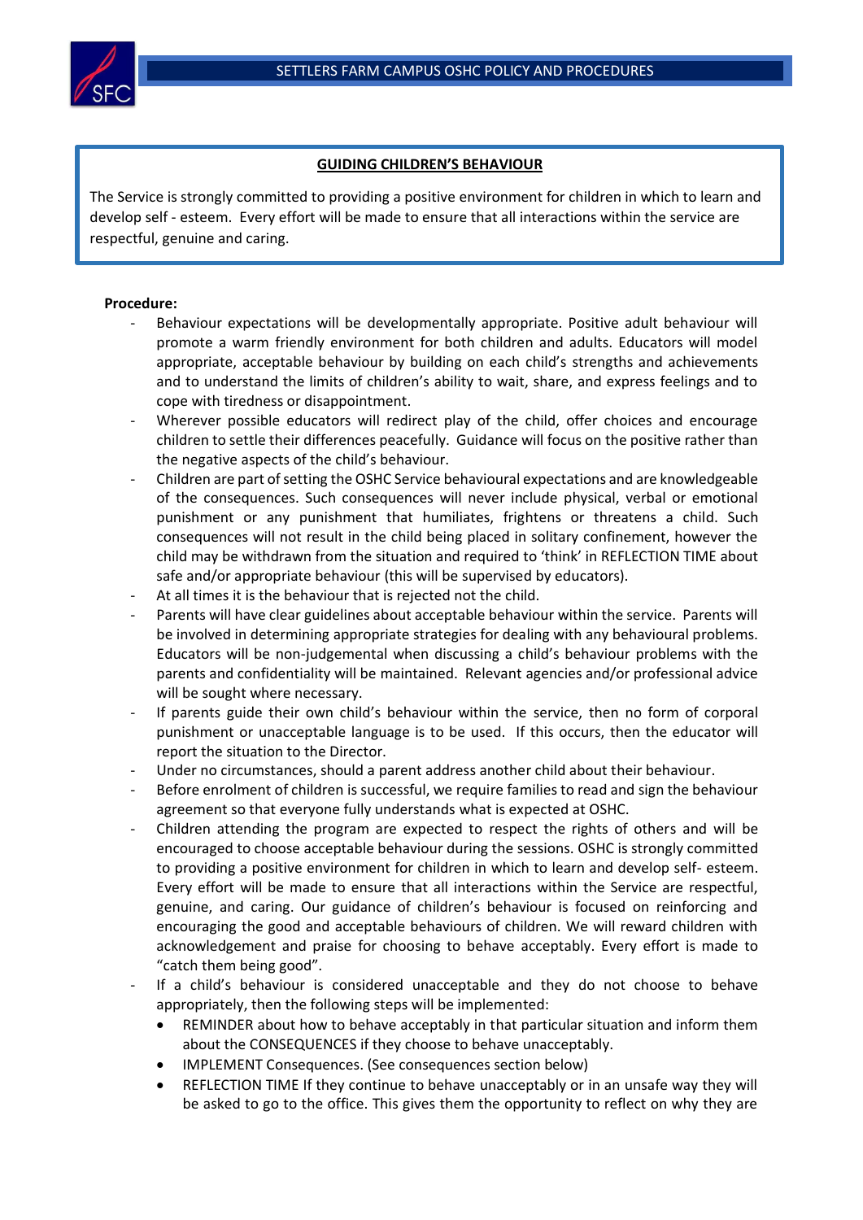## GUIDING CHILDREN'S BEHAVIOUR

The Service is strongly committed to providing a positive environment for children in which to learn and develop self - esteem. Every effort will be made to ensure that all interactions within the service are respectful, genuine and caring.

**Procedure:**

- Behaviour expectations will be developmentally appropriate. Positive adult behaviour will promote a warm friendly environment for both children and adults. Educators will model appropriate, acceptable behaviour by building on each child's strengths and achievements and to understand the limits of children's ability to wait, share, and express feelings and to cope with tiredness or disappointment.
- Wherever possible educators will redirect play of the child, offer choices and encourage children to settle their differences peacefully. Guidance will focus on the positive rather than the negative aspects of the child's behaviour.
- Children are part of setting the OSHC Service behavioural expectations and are knowledgeable of the consequences. Such consequences will never include physical, verbal or emotional punishment or any punishment that humiliates, frightens or threatens a child. Such consequences will not result in the child being placed in solitary confinement, however the child may be withdrawn from the situation and required to 'think' in REFLECTION TIME about safe and/or appropriate behaviour (this will be supervised by educators).
- At all times it is the behaviour that is rejected not the child.
- Parents will have clear guidelines about acceptable behaviour within the service. Parents will be involved in determining appropriate strategies for dealing with any behavioural problems. Educators will be non-judgemental when discussing a child's behaviour problems with the parents and confidentiality will be maintained. Relevant agencies and/or professional advice will be sought where necessary.
- If parents guide their own child's behaviour within the service, then no form of corporal punishment or unacceptable language is to be used. If this occurs, then the educator will report the situation to the Director.
- Under no circumstances, should a parent address another child about their behaviour.
- Before enrolment of children is successful, we require families to read and sign the behaviour agreement so that everyone fully understands what is expected at OSHC.
- Children attending the program are expected to respect the rights of others and will be encouraged to choose acceptable behaviour during the sessions. OSHC is strongly committed to providing a positive environment for children in which to learn and develop self- esteem. Every effort will be made to ensure that all interactions within the Service are respectful, genuine, and caring. Our guidance of children's behaviour is focused on reinforcing and encouraging the good and acceptable behaviours of children. We will reward children with acknowledgement and praise for choosing to behave acceptably. Every effort is made to "catch them being good".
- If a child's behaviour is considered unacceptable and they do not choose to behave appropriately, then the following steps will be implemented:
  - REMINDER about how to behave acceptably in that particular situation and inform them about the CONSEQUENCES if they choose to behave unacceptably.
  - IMPLEMENT Consequences. (See consequences section below)
  - REFLECTION TIME If they continue to behave unacceptably or in an unsafe way they will be asked to go to the office. This gives them the opportunity to reflect on why they are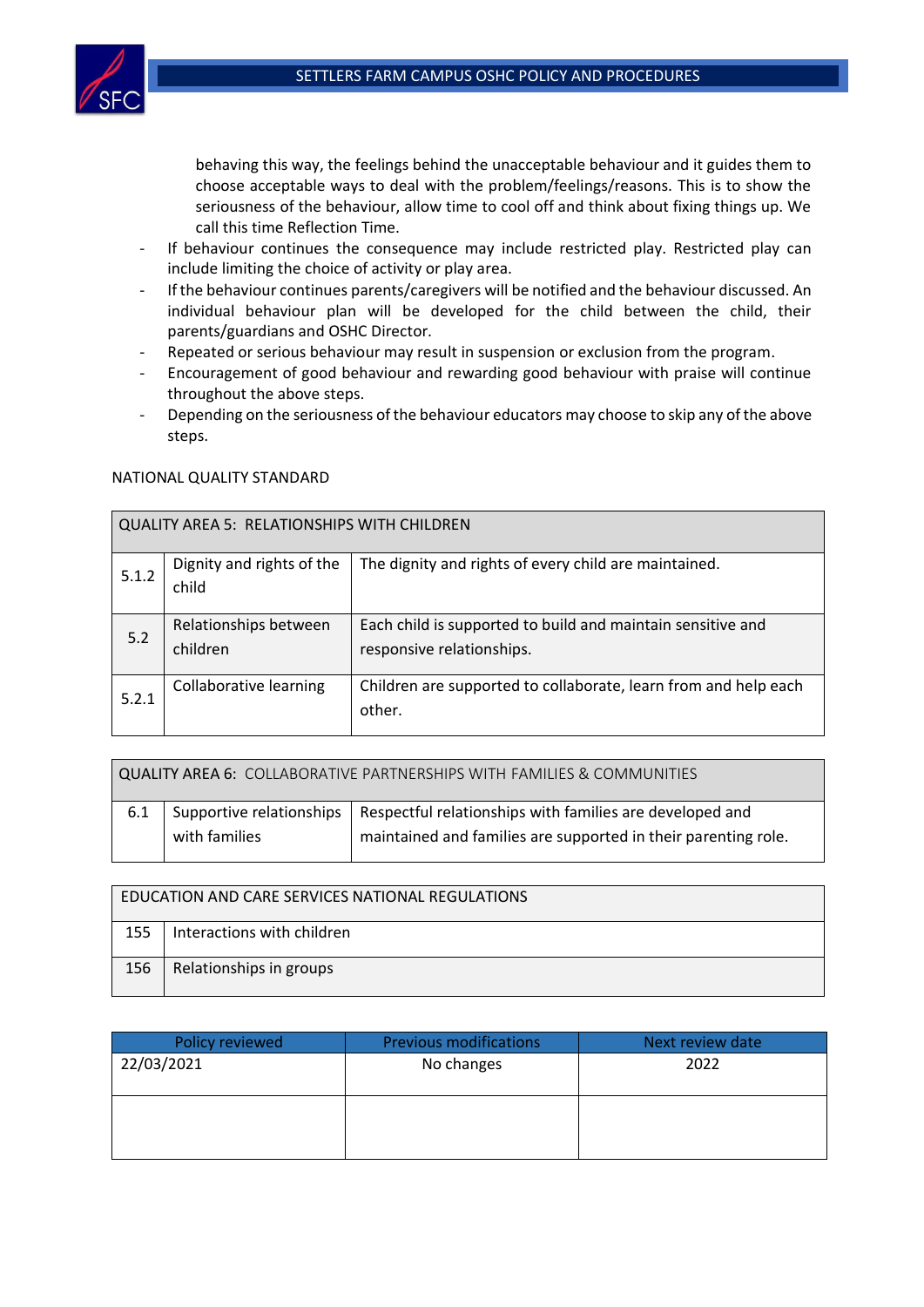behaving this way, the feelings behind the unacceptable behaviour and it guides them to choose acceptable ways to deal with the problem/feelings/reasons. This is to show the seriousness of the behaviour, allow time to cool off and think about fixing things up. We call this time Reflection Time.

- If behaviour continues the consequence may include restricted play. Restricted play can include limiting the choice of activity or play area.
- If the behaviour continues parents/caregivers will be notified and the behaviour discussed. An individual behaviour plan will be developed for the child between the child, their parents/guardians and OSHC Director.
- Repeated or serious behaviour may result in suspension or exclusion from the program.
- Encouragement of good behaviour and rewarding good behaviour with praise will continue throughout the above steps.
- Depending on the seriousness of the behaviour educators may choose to skip any of the above steps.

NATIONAL QUALITY STANDARD

| QUALITY AREA 5: RELATIONSHIPS WITH CHILDREN | | |
|---|---|---|
| 5.1.2 | Dignity and rights of the child | The dignity and rights of every child are maintained. |
| 5.2 | Relationships between children | Each child is supported to build and maintain sensitive and responsive relationships. |
| 5.2.1 | Collaborative learning | Children are supported to collaborate, learn from and help each other. |

| QUALITY AREA 6: COLLABORATIVE PARTNERSHIPS WITH FAMILIES & COMMUNITIES | | |
|---|---|---|
| 6.1 | Supportive relationships with families | Respectful relationships with families are developed and maintained and families are supported in their parenting role. |

| EDUCATION AND CARE SERVICES NATIONAL REGULATIONS | |
|---|---|
| 155 | Interactions with children |
| 156 | Relationships in groups |

| Policy reviewed | Previous modifications | Next review date |
|---|---|---|
| 22/03/2021 | No changes | 2022 |
| | | |